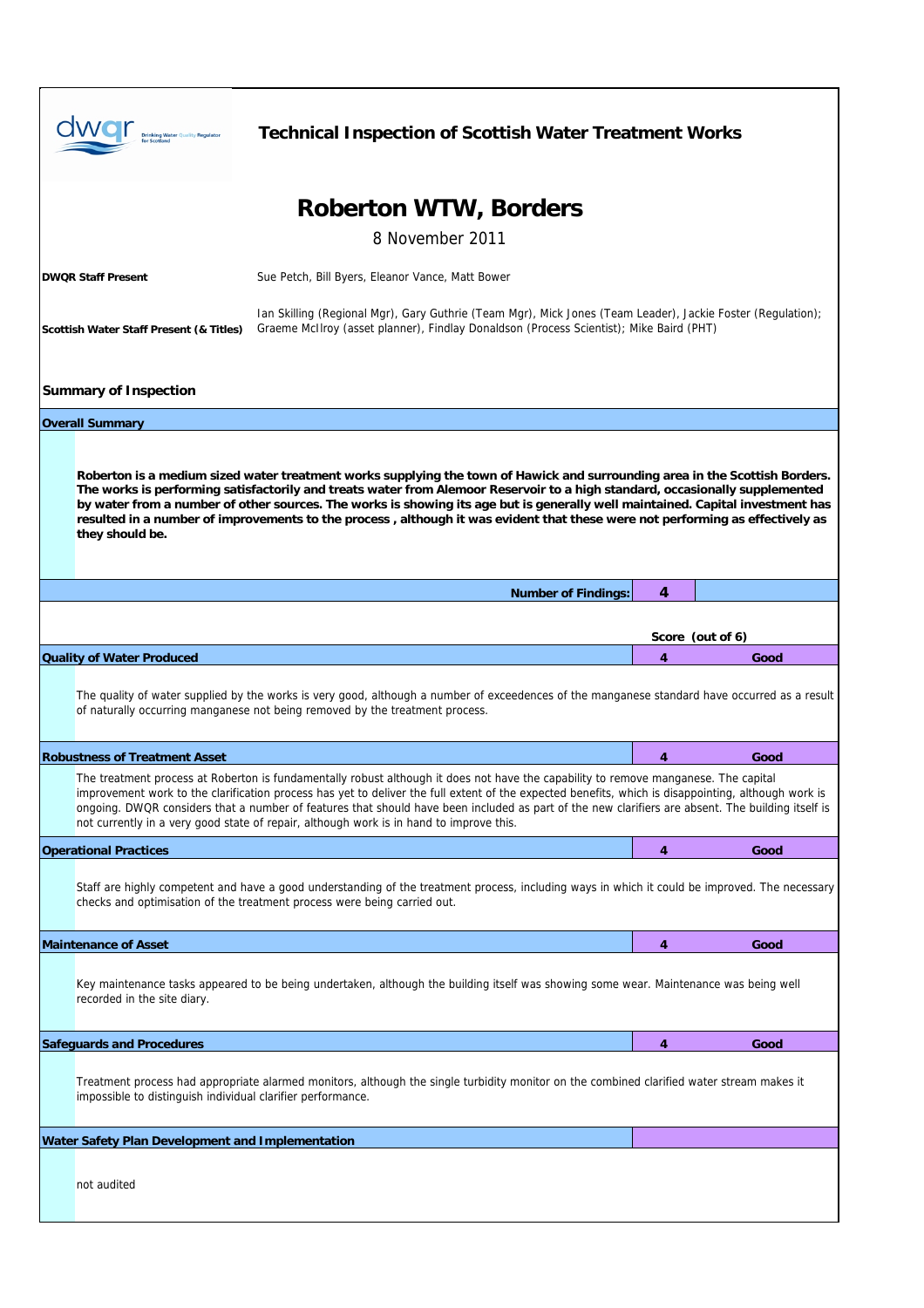**Technical Inspection of Scottish Water Treatment Works**

# Roberton WTW, Borders

8 November 2011

**DWQR Staff Present** Sue Petch, Bill Byers, Eleanor Vance, Matt Bower

**Scottish Water Staff Present (& Titles)** Ian Skilling (Regional Mgr), Gary Guthrie (Team Mgr), Mick Jones (Team Leader), Jackie Foster (Regulation); Graeme McIlroy (asset planner), Findlay Donaldson (Process Scientist); Mike Baird (PHT)

## Summary of Inspection

### Overall Summary

**Roberton is a medium sized water treatment works supplying the town of Hawick and surrounding area in the Scottish Borders. The works is performing satisfactorily and treats water from Alemoor Reservoir to a high standard, occasionally supplemented by water from a number of other sources. The works is showing its age but is generally well maintained. Capital investment has resulted in a number of improvements to the process , although it was evident that these were not performing as effectively as they should be.**

**Number of Findings: 4**

| | Score (out of 6) | |
|---|---|---|
| **Quality of Water Produced** | 4 | Good |

The quality of water supplied by the works is very good, although a number of exceedences of the manganese standard have occurred as a result of naturally occurring manganese not being removed by the treatment process.

| | | |
|---|---|---|
| **Robustness of Treatment Asset** | 4 | Good |

The treatment process at Roberton is fundamentally robust although it does not have the capability to remove manganese. The capital improvement work to the clarification process has yet to deliver the full extent of the expected benefits, which is disappointing, although work is ongoing. DWQR considers that a number of features that should have been included as part of the new clarifiers are absent. The building itself is not currently in a very good state of repair, although work is in hand to improve this.

| | | |
|---|---|---|
| **Operational Practices** | 4 | Good |

Staff are highly competent and have a good understanding of the treatment process, including ways in which it could be improved. The necessary checks and optimisation of the treatment process were being carried out.

| | | |
|---|---|---|
| **Maintenance of Asset** | 4 | Good |

Key maintenance tasks appeared to be being undertaken, although the building itself was showing some wear. Maintenance was being well recorded in the site diary.

| | | |
|---|---|---|
| **Safeguards and Procedures** | 4 | Good |

Treatment process had appropriate alarmed monitors, although the single turbidity monitor on the combined clarified water stream makes it impossible to distinguish individual clarifier performance.

**Water Safety Plan Development and Implementation**

not audited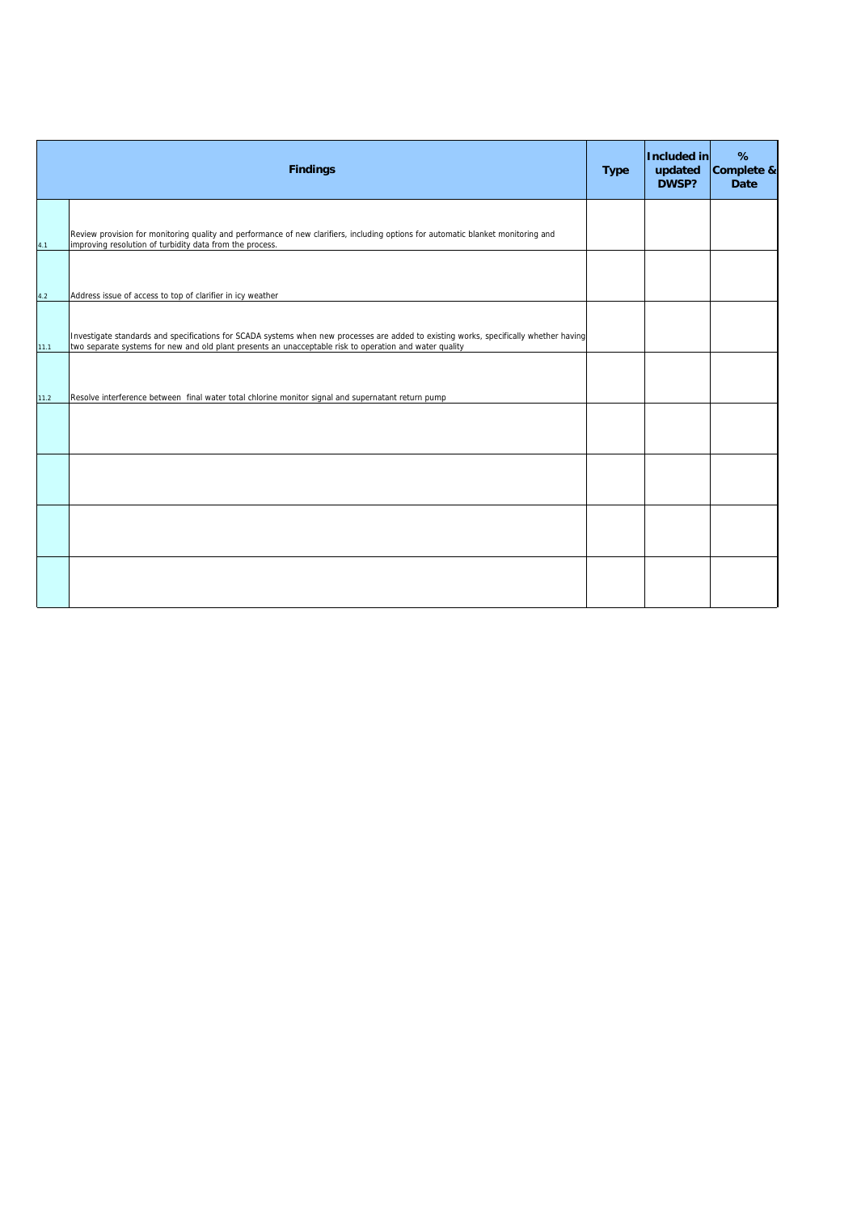| | Findings | Type | Included in updated DWSP? | % Complete & Date |
|---|---|---|---|---|
| 4.1 | Review provision for monitoring quality and performance of new clarifiers, including options for automatic blanket monitoring and improving resolution of turbidity data from the process. | | | |
| 4.2 | Address issue of access to top of clarifier in icy weather | | | |
| 11.1 | Investigate standards and specifications for SCADA systems when new processes are added to existing works, specifically whether having two separate systems for new and old plant presents an unacceptable risk to operation and water quality | | | |
| 11.2 | Resolve interference between final water total chlorine monitor signal and supernatant return pump | | | |
| | | | | |
| | | | | |
| | | | | |
| | | | | |